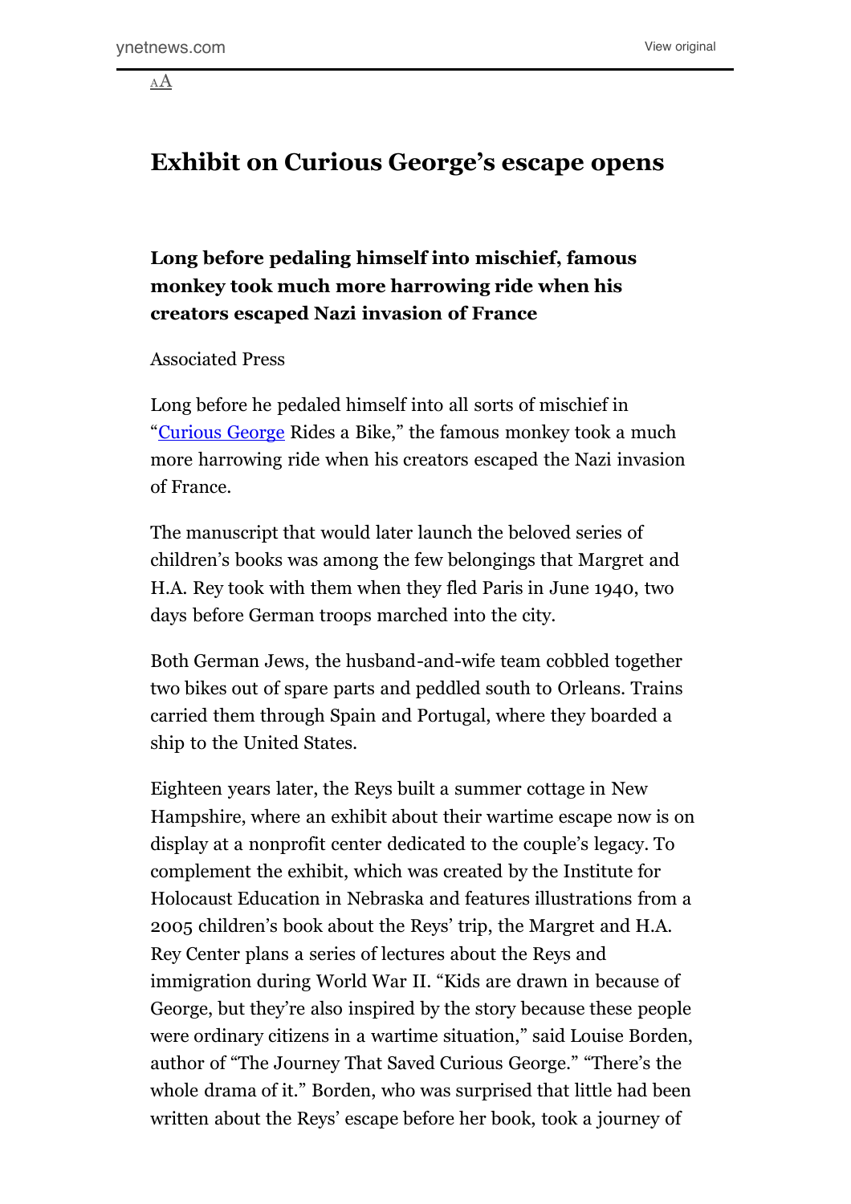# Exhibit on Curious George's escape opens

**Long before pedaling himself into mischief, famous monkey took much more harrowing ride when his creators escaped Nazi invasion of France**

Associated Press

Long before he pedaled himself into all sorts of mischief in "Curious George Rides a Bike," the famous monkey took a much more harrowing ride when his creators escaped the Nazi invasion of France.

The manuscript that would later launch the beloved series of children's books was among the few belongings that Margret and H.A. Rey took with them when they fled Paris in June 1940, two days before German troops marched into the city.

Both German Jews, the husband-and-wife team cobbled together two bikes out of spare parts and peddled south to Orleans. Trains carried them through Spain and Portugal, where they boarded a ship to the United States.

Eighteen years later, the Reys built a summer cottage in New Hampshire, where an exhibit about their wartime escape now is on display at a nonprofit center dedicated to the couple's legacy. To complement the exhibit, which was created by the Institute for Holocaust Education in Nebraska and features illustrations from a 2005 children's book about the Reys' trip, the Margret and H.A. Rey Center plans a series of lectures about the Reys and immigration during World War II. "Kids are drawn in because of George, but they're also inspired by the story because these people were ordinary citizens in a wartime situation," said Louise Borden, author of "The Journey That Saved Curious George." "There's the whole drama of it." Borden, who was surprised that little had been written about the Reys' escape before her book, took a journey of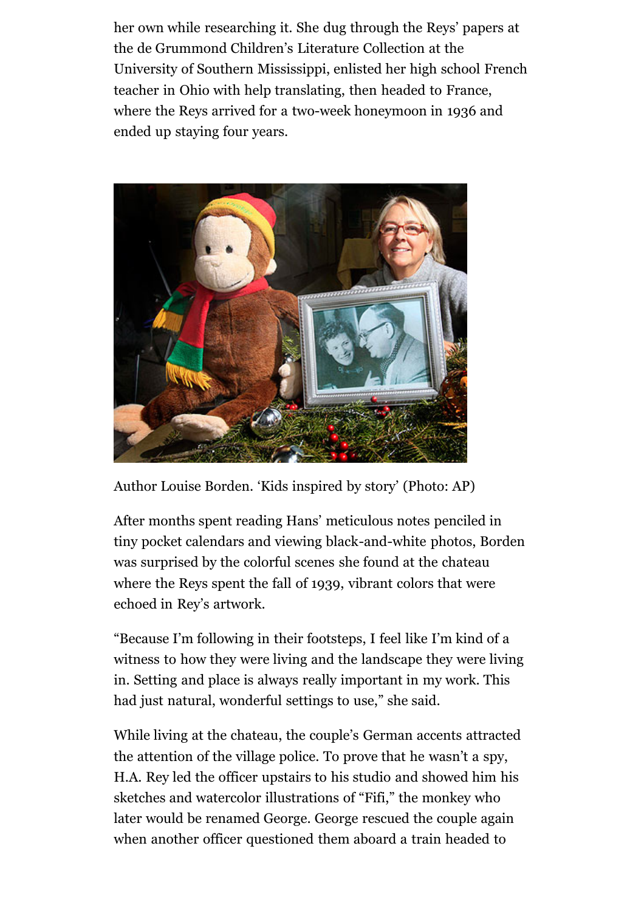her own while researching it. She dug through the Reys' papers at the de Grummond Children's Literature Collection at the University of Southern Mississippi, enlisted her high school French teacher in Ohio with help translating, then headed to France, where the Reys arrived for a two-week honeymoon in 1936 and ended up staying four years.

Author Louise Borden. 'Kids inspired by story' (Photo: AP)

After months spent reading Hans' meticulous notes penciled in tiny pocket calendars and viewing black-and-white photos, Borden was surprised by the colorful scenes she found at the chateau where the Reys spent the fall of 1939, vibrant colors that were echoed in Rey's artwork.

"Because I'm following in their footsteps, I feel like I'm kind of a witness to how they were living and the landscape they were living in. Setting and place is always really important in my work. This had just natural, wonderful settings to use," she said.

While living at the chateau, the couple's German accents attracted the attention of the village police. To prove that he wasn't a spy, H.A. Rey led the officer upstairs to his studio and showed him his sketches and watercolor illustrations of "Fifi," the monkey who later would be renamed George. George rescued the couple again when another officer questioned them aboard a train headed to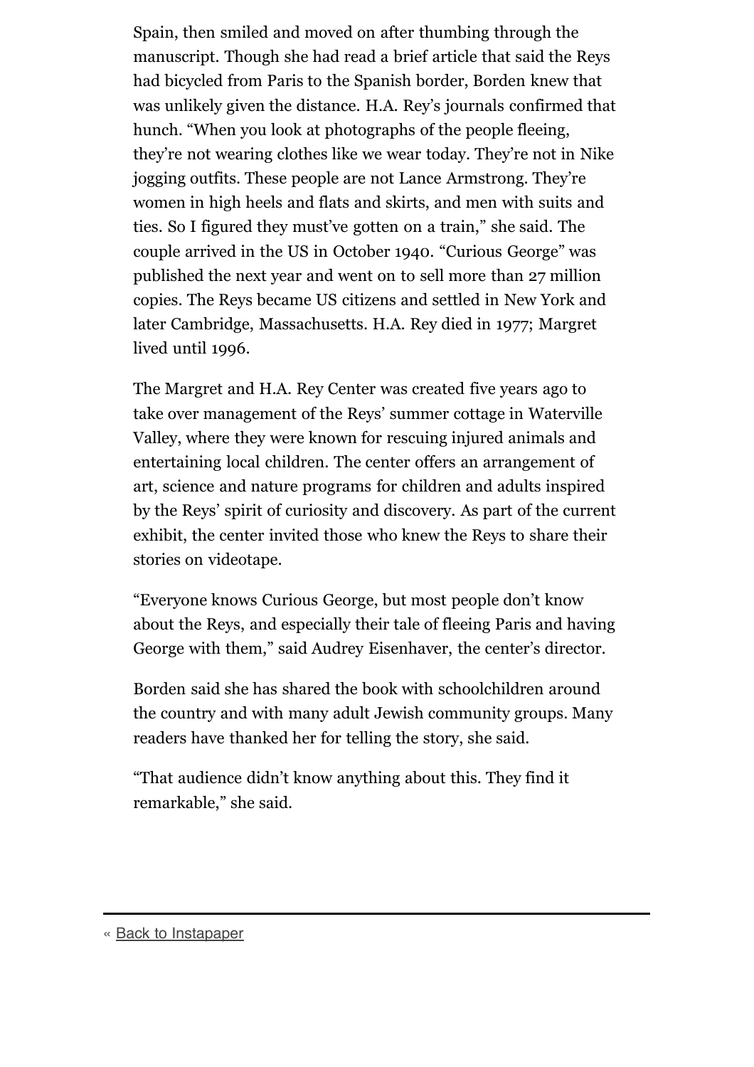Spain, then smiled and moved on after thumbing through the manuscript. Though she had read a brief article that said the Reys had bicycled from Paris to the Spanish border, Borden knew that was unlikely given the distance. H.A. Rey's journals confirmed that hunch. "When you look at photographs of the people fleeing, they're not wearing clothes like we wear today. They're not in Nike jogging outfits. These people are not Lance Armstrong. They're women in high heels and flats and skirts, and men with suits and ties. So I figured they must've gotten on a train," she said. The couple arrived in the US in October 1940. "Curious George" was published the next year and went on to sell more than 27 million copies. The Reys became US citizens and settled in New York and later Cambridge, Massachusetts. H.A. Rey died in 1977; Margret lived until 1996.

The Margret and H.A. Rey Center was created five years ago to take over management of the Reys' summer cottage in Waterville Valley, where they were known for rescuing injured animals and entertaining local children. The center offers an arrangement of art, science and nature programs for children and adults inspired by the Reys' spirit of curiosity and discovery. As part of the current exhibit, the center invited those who knew the Reys to share their stories on videotape.

"Everyone knows Curious George, but most people don't know about the Reys, and especially their tale of fleeing Paris and having George with them," said Audrey Eisenhaver, the center's director.

Borden said she has shared the book with schoolchildren around the country and with many adult Jewish community groups. Many readers have thanked her for telling the story, she said.

"That audience didn't know anything about this. They find it remarkable," she said.

« Back to Instapaper